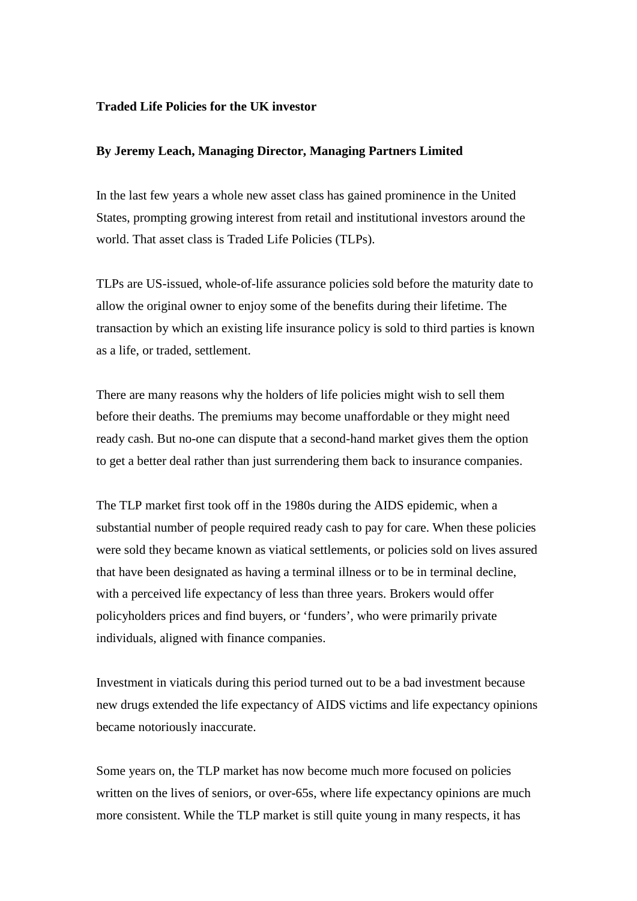# Traded Life Policies for the UK investor

**By Jeremy Leach, Managing Director, Managing Partners Limited**

In the last few years a whole new asset class has gained prominence in the United States, prompting growing interest from retail and institutional investors around the world. That asset class is Traded Life Policies (TLPs).

TLPs are US-issued, whole-of-life assurance policies sold before the maturity date to allow the original owner to enjoy some of the benefits during their lifetime. The transaction by which an existing life insurance policy is sold to third parties is known as a life, or traded, settlement.

There are many reasons why the holders of life policies might wish to sell them before their deaths. The premiums may become unaffordable or they might need ready cash. But no-one can dispute that a second-hand market gives them the option to get a better deal rather than just surrendering them back to insurance companies.

The TLP market first took off in the 1980s during the AIDS epidemic, when a substantial number of people required ready cash to pay for care. When these policies were sold they became known as viatical settlements, or policies sold on lives assured that have been designated as having a terminal illness or to be in terminal decline, with a perceived life expectancy of less than three years. Brokers would offer policyholders prices and find buyers, or 'funders', who were primarily private individuals, aligned with finance companies.

Investment in viaticals during this period turned out to be a bad investment because new drugs extended the life expectancy of AIDS victims and life expectancy opinions became notoriously inaccurate.

Some years on, the TLP market has now become much more focused on policies written on the lives of seniors, or over-65s, where life expectancy opinions are much more consistent. While the TLP market is still quite young in many respects, it has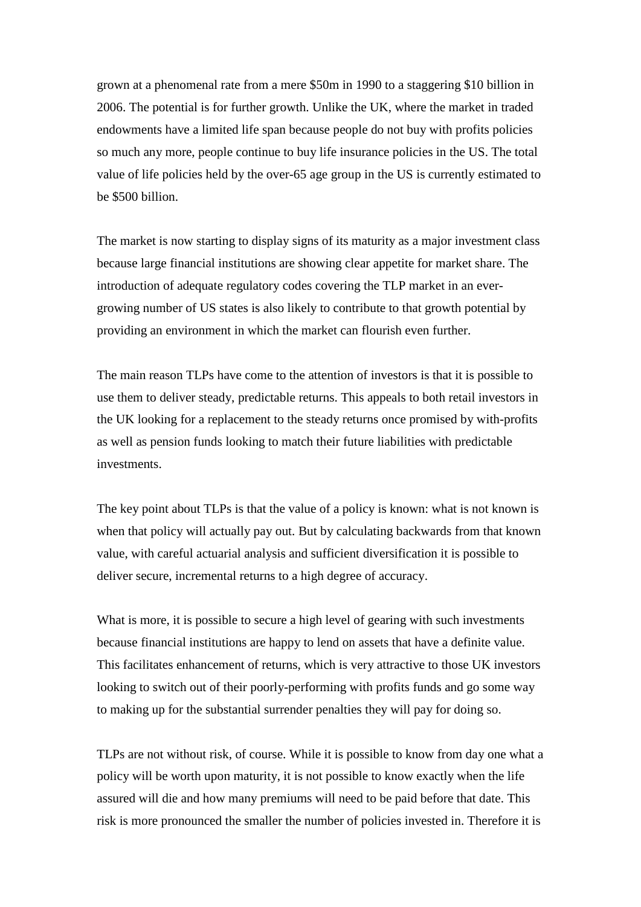grown at a phenomenal rate from a mere $50m in 1990 to a staggering $10 billion in 2006. The potential is for further growth. Unlike the UK, where the market in traded endowments have a limited life span because people do not buy with profits policies so much any more, people continue to buy life insurance policies in the US. The total value of life policies held by the over-65 age group in the US is currently estimated to be $500 billion.

The market is now starting to display signs of its maturity as a major investment class because large financial institutions are showing clear appetite for market share. The introduction of adequate regulatory codes covering the TLP market in an ever-growing number of US states is also likely to contribute to that growth potential by providing an environment in which the market can flourish even further.

The main reason TLPs have come to the attention of investors is that it is possible to use them to deliver steady, predictable returns. This appeals to both retail investors in the UK looking for a replacement to the steady returns once promised by with-profits as well as pension funds looking to match their future liabilities with predictable investments.

The key point about TLPs is that the value of a policy is known: what is not known is when that policy will actually pay out. But by calculating backwards from that known value, with careful actuarial analysis and sufficient diversification it is possible to deliver secure, incremental returns to a high degree of accuracy.

What is more, it is possible to secure a high level of gearing with such investments because financial institutions are happy to lend on assets that have a definite value. This facilitates enhancement of returns, which is very attractive to those UK investors looking to switch out of their poorly-performing with profits funds and go some way to making up for the substantial surrender penalties they will pay for doing so.

TLPs are not without risk, of course. While it is possible to know from day one what a policy will be worth upon maturity, it is not possible to know exactly when the life assured will die and how many premiums will need to be paid before that date. This risk is more pronounced the smaller the number of policies invested in. Therefore it is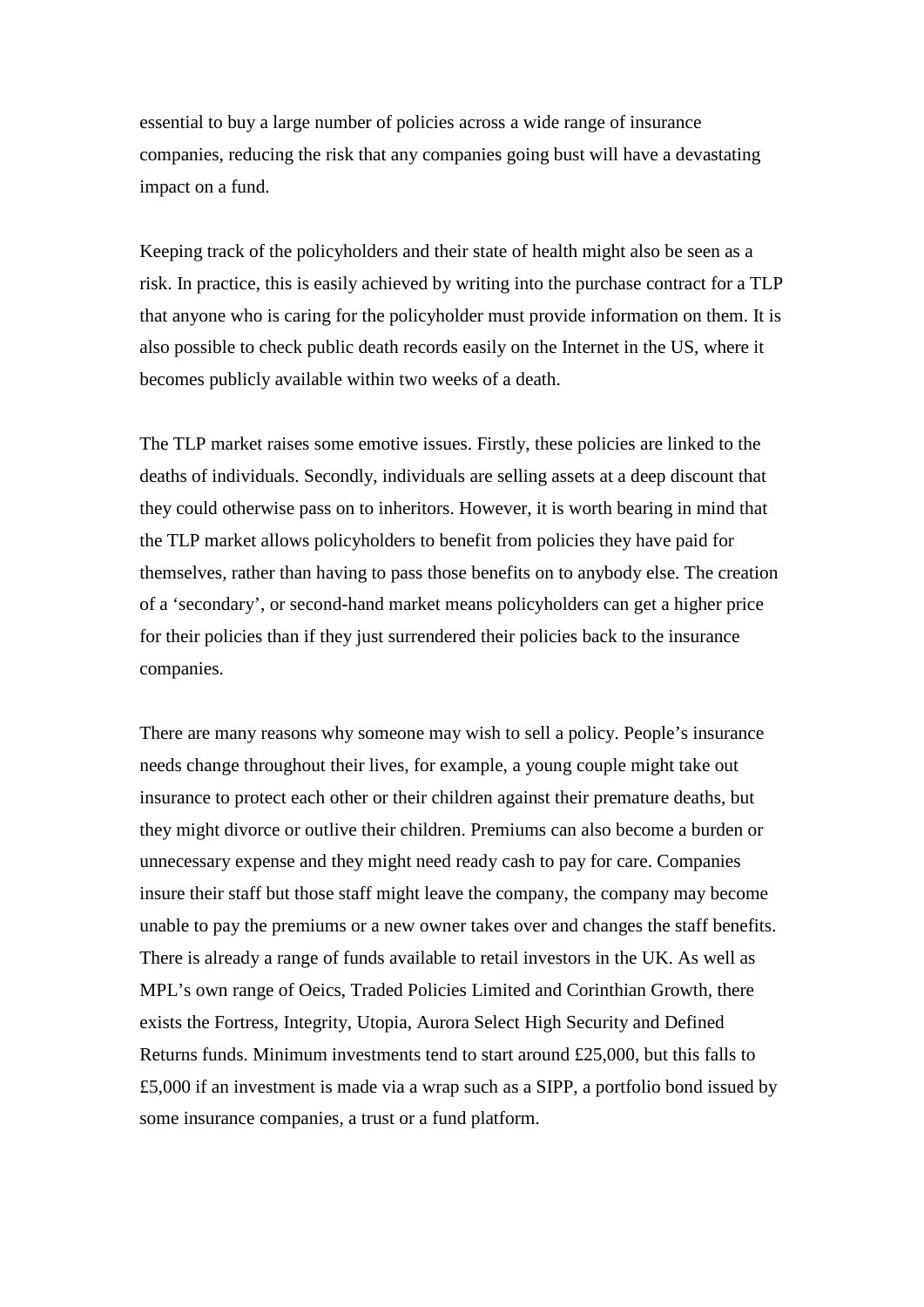essential to buy a large number of policies across a wide range of insurance companies, reducing the risk that any companies going bust will have a devastating impact on a fund.

Keeping track of the policyholders and their state of health might also be seen as a risk. In practice, this is easily achieved by writing into the purchase contract for a TLP that anyone who is caring for the policyholder must provide information on them. It is also possible to check public death records easily on the Internet in the US, where it becomes publicly available within two weeks of a death.

The TLP market raises some emotive issues. Firstly, these policies are linked to the deaths of individuals. Secondly, individuals are selling assets at a deep discount that they could otherwise pass on to inheritors. However, it is worth bearing in mind that the TLP market allows policyholders to benefit from policies they have paid for themselves, rather than having to pass those benefits on to anybody else. The creation of a 'secondary', or second-hand market means policyholders can get a higher price for their policies than if they just surrendered their policies back to the insurance companies.

There are many reasons why someone may wish to sell a policy. People's insurance needs change throughout their lives, for example, a young couple might take out insurance to protect each other or their children against their premature deaths, but they might divorce or outlive their children. Premiums can also become a burden or unnecessary expense and they might need ready cash to pay for care. Companies insure their staff but those staff might leave the company, the company may become unable to pay the premiums or a new owner takes over and changes the staff benefits. There is already a range of funds available to retail investors in the UK. As well as MPL's own range of Oeics, Traded Policies Limited and Corinthian Growth, there exists the Fortress, Integrity, Utopia, Aurora Select High Security and Defined Returns funds. Minimum investments tend to start around £25,000, but this falls to £5,000 if an investment is made via a wrap such as a SIPP, a portfolio bond issued by some insurance companies, a trust or a fund platform.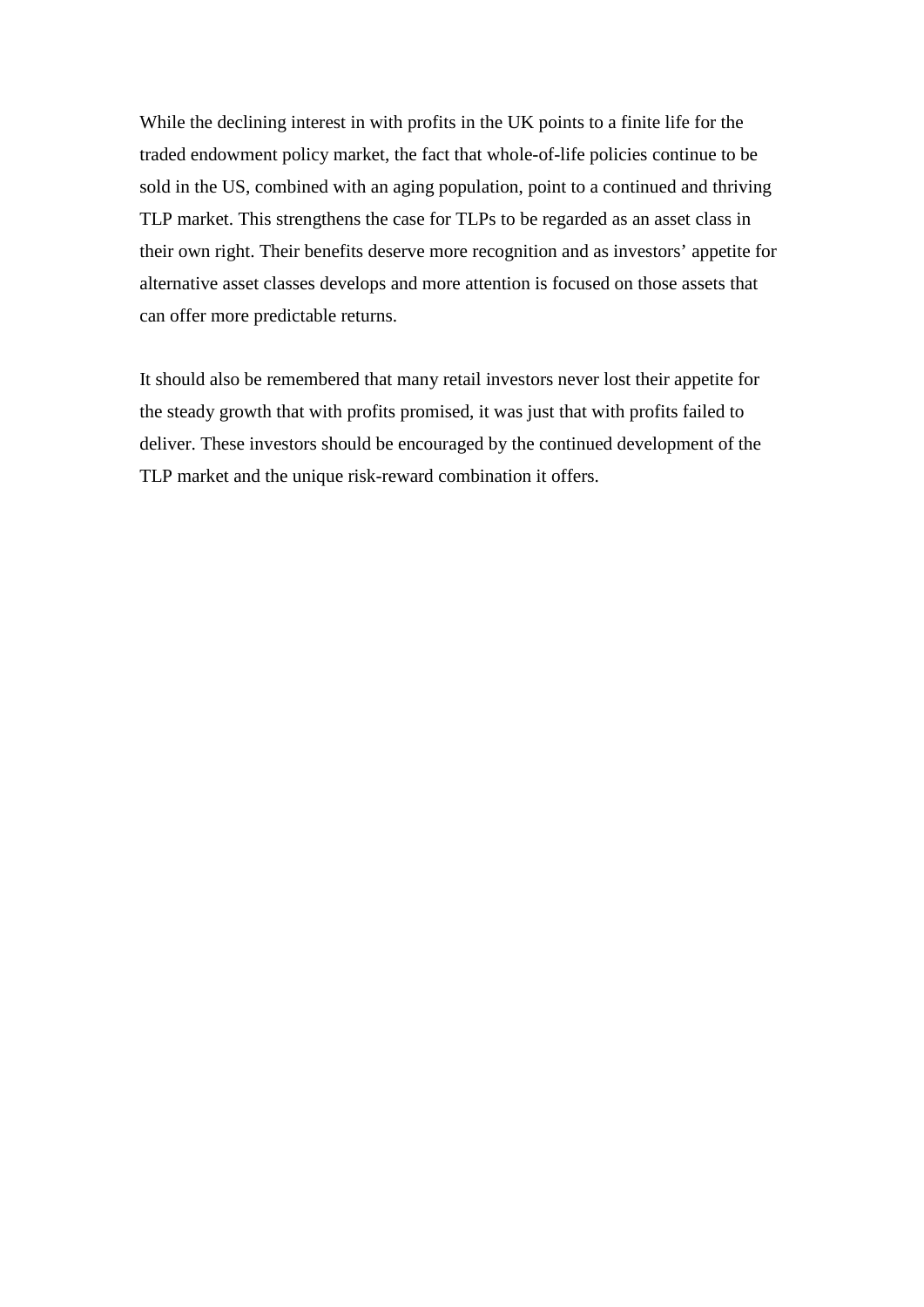While the declining interest in with profits in the UK points to a finite life for the traded endowment policy market, the fact that whole-of-life policies continue to be sold in the US, combined with an aging population, point to a continued and thriving TLP market. This strengthens the case for TLPs to be regarded as an asset class in their own right. Their benefits deserve more recognition and as investors' appetite for alternative asset classes develops and more attention is focused on those assets that can offer more predictable returns.

It should also be remembered that many retail investors never lost their appetite for the steady growth that with profits promised, it was just that with profits failed to deliver. These investors should be encouraged by the continued development of the TLP market and the unique risk-reward combination it offers.